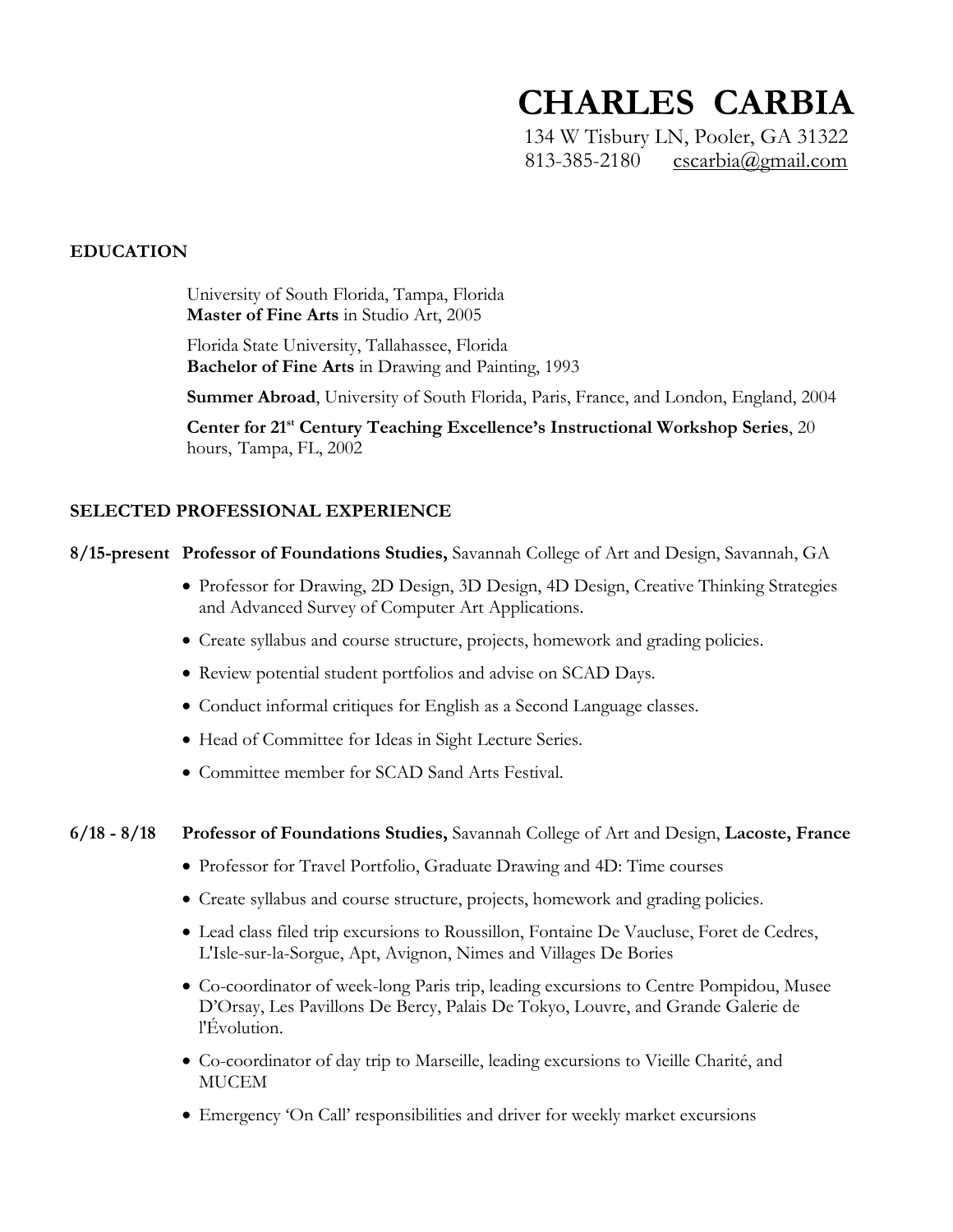# CHARLES CARBIA

134 W Tisbury LN, Pooler, GA 31322
813-385-2180 cscarbia@gmail.com

## EDUCATION

University of South Florida, Tampa, Florida
**Master of Fine Arts** in Studio Art, 2005

Florida State University, Tallahassee, Florida
**Bachelor of Fine Arts** in Drawing and Painting, 1993

**Summer Abroad**, University of South Florida, Paris, France, and London, England, 2004

**Center for 21st Century Teaching Excellence's Instructional Workshop Series**, 20 hours, Tampa, FL, 2002

## SELECTED PROFESSIONAL EXPERIENCE

**8/15-present Professor of Foundations Studies,** Savannah College of Art and Design, Savannah, GA

- Professor for Drawing, 2D Design, 3D Design, 4D Design, Creative Thinking Strategies and Advanced Survey of Computer Art Applications.
- Create syllabus and course structure, projects, homework and grading policies.
- Review potential student portfolios and advise on SCAD Days.
- Conduct informal critiques for English as a Second Language classes.
- Head of Committee for Ideas in Sight Lecture Series.
- Committee member for SCAD Sand Arts Festival.

**6/18 - 8/18 Professor of Foundations Studies,** Savannah College of Art and Design, **Lacoste, France**

- Professor for Travel Portfolio, Graduate Drawing and 4D: Time courses
- Create syllabus and course structure, projects, homework and grading policies.
- Lead class filed trip excursions to Roussillon, Fontaine De Vaucluse, Foret de Cedres, L'Isle-sur-la-Sorgue, Apt, Avignon, Nimes and Villages De Bories
- Co-coordinator of week-long Paris trip, leading excursions to Centre Pompidou, Musee D'Orsay, Les Pavillons De Bercy, Palais De Tokyo, Louvre, and Grande Galerie de l'Évolution.
- Co-coordinator of day trip to Marseille, leading excursions to Vieille Charité, and MUCEM
- Emergency 'On Call' responsibilities and driver for weekly market excursions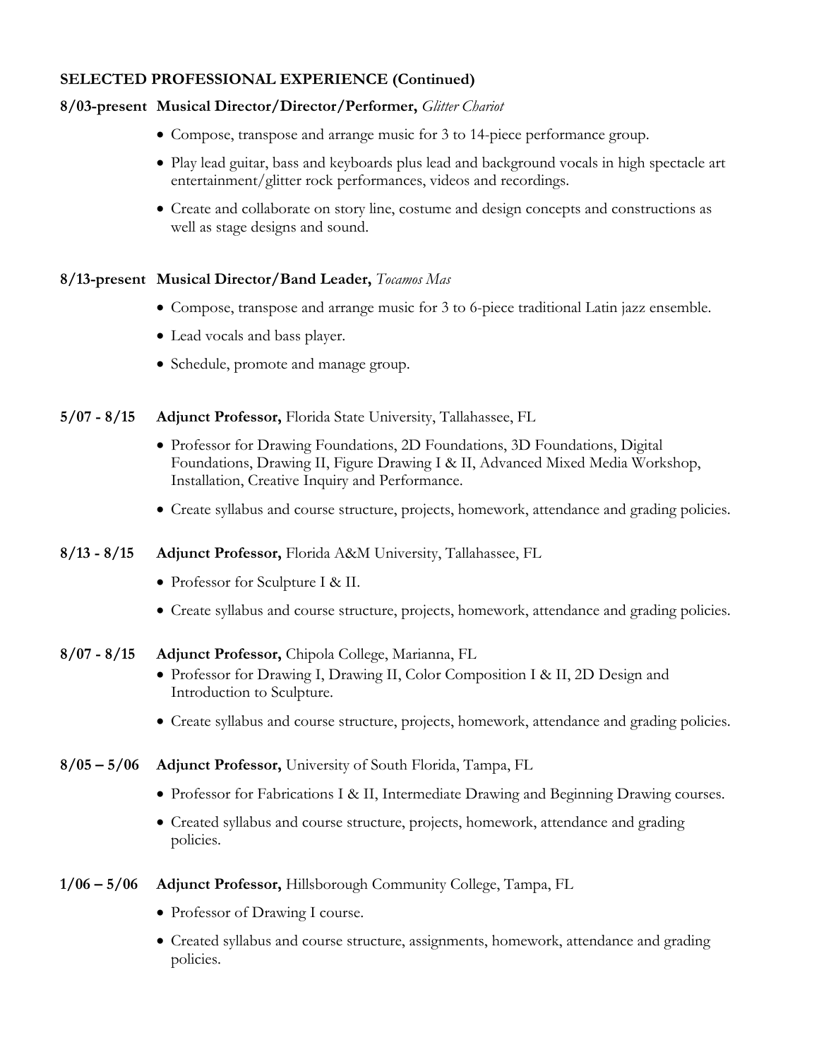## SELECTED PROFESSIONAL EXPERIENCE (Continued)

**8/03-present Musical Director/Director/Performer,** *Glitter Chariot*

- Compose, transpose and arrange music for 3 to 14-piece performance group.
- Play lead guitar, bass and keyboards plus lead and background vocals in high spectacle art entertainment/glitter rock performances, videos and recordings.
- Create and collaborate on story line, costume and design concepts and constructions as well as stage designs and sound.

**8/13-present Musical Director/Band Leader,** *Tocamos Mas*

- Compose, transpose and arrange music for 3 to 6-piece traditional Latin jazz ensemble.
- Lead vocals and bass player.
- Schedule, promote and manage group.

**5/07 - 8/15 Adjunct Professor,** Florida State University, Tallahassee, FL

- Professor for Drawing Foundations, 2D Foundations, 3D Foundations, Digital Foundations, Drawing II, Figure Drawing I & II, Advanced Mixed Media Workshop, Installation, Creative Inquiry and Performance.
- Create syllabus and course structure, projects, homework, attendance and grading policies.

**8/13 - 8/15 Adjunct Professor,** Florida A&M University, Tallahassee, FL

- Professor for Sculpture I & II.
- Create syllabus and course structure, projects, homework, attendance and grading policies.

**8/07 - 8/15 Adjunct Professor,** Chipola College, Marianna, FL

- Professor for Drawing I, Drawing II, Color Composition I & II, 2D Design and Introduction to Sculpture.
- Create syllabus and course structure, projects, homework, attendance and grading policies.

**8/05 – 5/06 Adjunct Professor,** University of South Florida, Tampa, FL

- Professor for Fabrications I & II, Intermediate Drawing and Beginning Drawing courses.
- Created syllabus and course structure, projects, homework, attendance and grading policies.

**1/06 – 5/06 Adjunct Professor,** Hillsborough Community College, Tampa, FL

- Professor of Drawing I course.
- Created syllabus and course structure, assignments, homework, attendance and grading policies.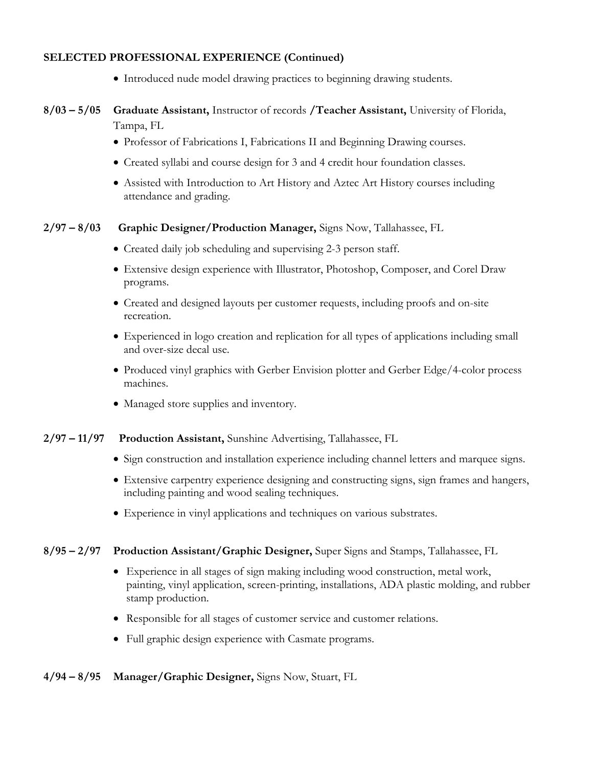**SELECTED PROFESSIONAL EXPERIENCE (Continued)**

- Introduced nude model drawing practices to beginning drawing students.

**8/03 – 5/05** **Graduate Assistant,** Instructor of records **/Teacher Assistant,** University of Florida, Tampa, FL

- Professor of Fabrications I, Fabrications II and Beginning Drawing courses.
- Created syllabi and course design for 3 and 4 credit hour foundation classes.
- Assisted with Introduction to Art History and Aztec Art History courses including attendance and grading.

**2/97 – 8/03** **Graphic Designer/Production Manager,** Signs Now, Tallahassee, FL

- Created daily job scheduling and supervising 2-3 person staff.
- Extensive design experience with Illustrator, Photoshop, Composer, and Corel Draw programs.
- Created and designed layouts per customer requests, including proofs and on-site recreation.
- Experienced in logo creation and replication for all types of applications including small and over-size decal use.
- Produced vinyl graphics with Gerber Envision plotter and Gerber Edge/4-color process machines.
- Managed store supplies and inventory.

**2/97 – 11/97** **Production Assistant,** Sunshine Advertising, Tallahassee, FL

- Sign construction and installation experience including channel letters and marquee signs.
- Extensive carpentry experience designing and constructing signs, sign frames and hangers, including painting and wood sealing techniques.
- Experience in vinyl applications and techniques on various substrates.

**8/95 – 2/97** **Production Assistant/Graphic Designer,** Super Signs and Stamps, Tallahassee, FL

- Experience in all stages of sign making including wood construction, metal work, painting, vinyl application, screen-printing, installations, ADA plastic molding, and rubber stamp production.
- Responsible for all stages of customer service and customer relations.
- Full graphic design experience with Casmate programs.

**4/94 – 8/95** **Manager/Graphic Designer,** Signs Now, Stuart, FL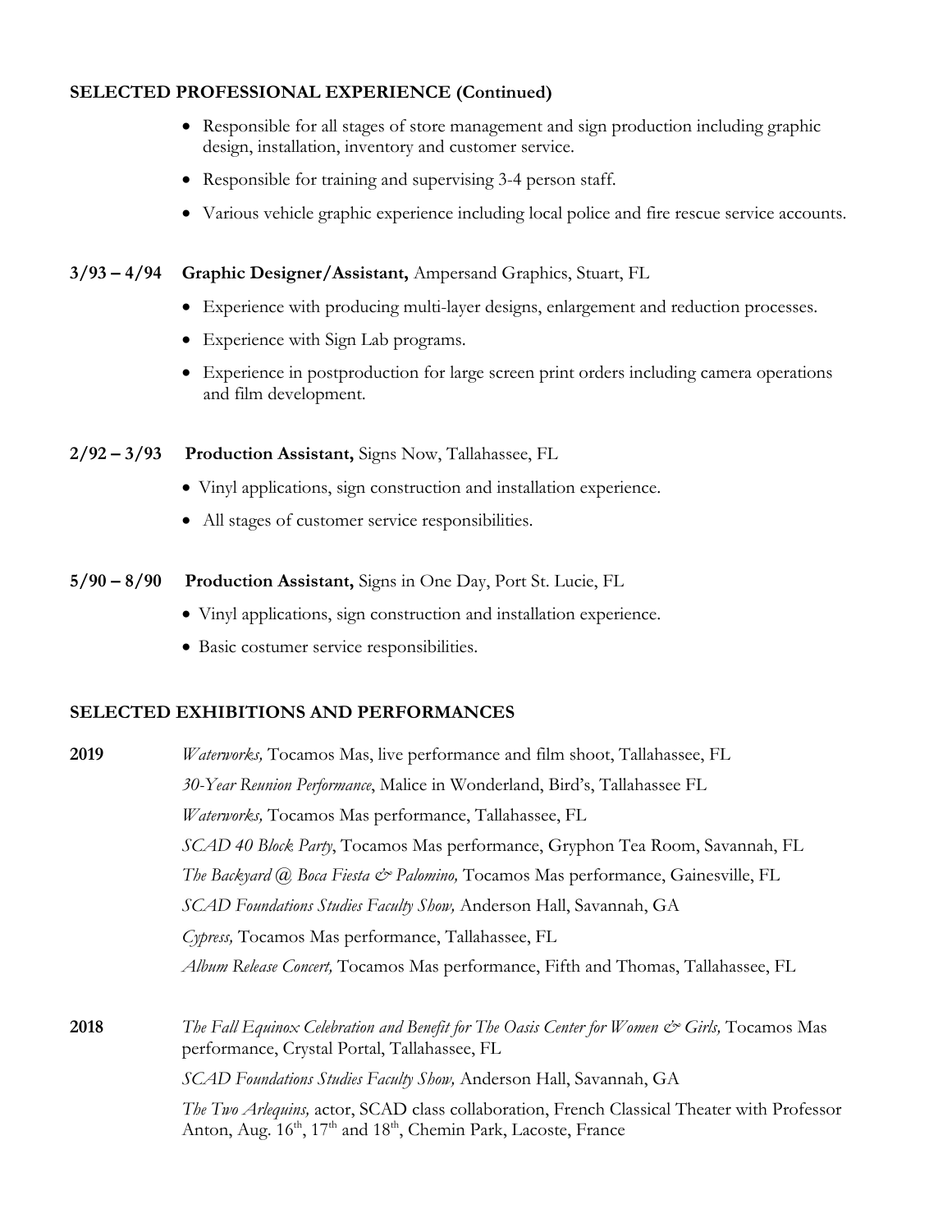**SELECTED PROFESSIONAL EXPERIENCE (Continued)**

- Responsible for all stages of store management and sign production including graphic design, installation, inventory and customer service.
- Responsible for training and supervising 3-4 person staff.
- Various vehicle graphic experience including local police and fire rescue service accounts.

**3/93 – 4/94 Graphic Designer/Assistant,** Ampersand Graphics, Stuart, FL

- Experience with producing multi-layer designs, enlargement and reduction processes.
- Experience with Sign Lab programs.
- Experience in postproduction for large screen print orders including camera operations and film development.

**2/92 – 3/93 Production Assistant,** Signs Now, Tallahassee, FL

- Vinyl applications, sign construction and installation experience.
- All stages of customer service responsibilities.

**5/90 – 8/90 Production Assistant,** Signs in One Day, Port St. Lucie, FL

- Vinyl applications, sign construction and installation experience.
- Basic costumer service responsibilities.

**SELECTED EXHIBITIONS AND PERFORMANCES**

**2019**

*Waterworks,* Tocamos Mas, live performance and film shoot, Tallahassee, FL

*30-Year Reunion Performance*, Malice in Wonderland, Bird's, Tallahassee FL

*Waterworks,* Tocamos Mas performance, Tallahassee, FL

*SCAD 40 Block Party*, Tocamos Mas performance, Gryphon Tea Room, Savannah, FL

*The Backyard @ Boca Fiesta & Palomino,* Tocamos Mas performance, Gainesville, FL

*SCAD Foundations Studies Faculty Show,* Anderson Hall, Savannah, GA

*Cypress,* Tocamos Mas performance, Tallahassee, FL

*Album Release Concert,* Tocamos Mas performance, Fifth and Thomas, Tallahassee, FL

**2018**

*The Fall Equinox Celebration and Benefit for The Oasis Center for Women & Girls,* Tocamos Mas performance, Crystal Portal, Tallahassee, FL

*SCAD Foundations Studies Faculty Show,* Anderson Hall, Savannah, GA

*The Two Arlequins,* actor, SCAD class collaboration, French Classical Theater with Professor Anton, Aug. 16th, 17th and 18th, Chemin Park, Lacoste, France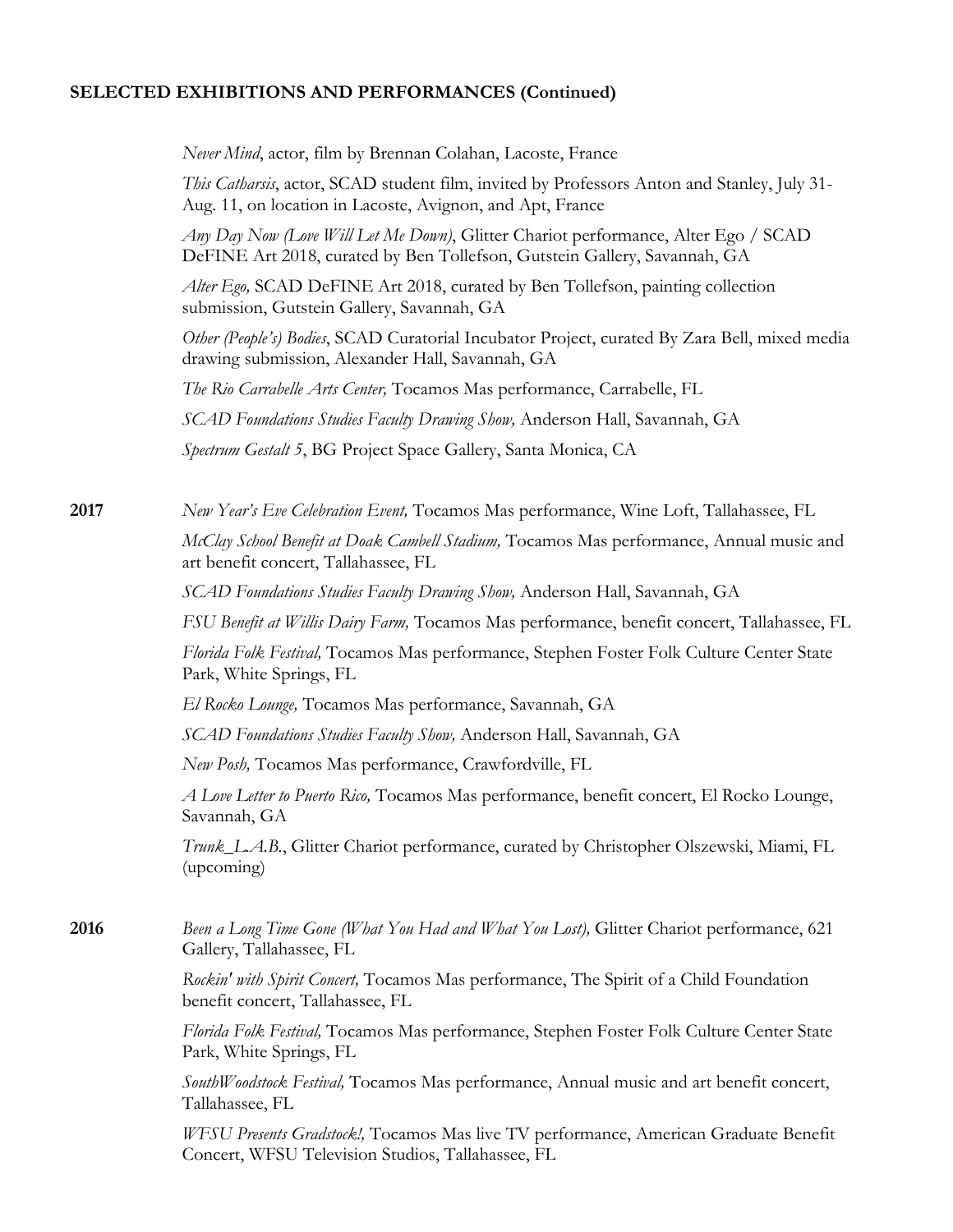**SELECTED EXHIBITIONS AND PERFORMANCES (Continued)**

*Never Mind*, actor, film by Brennan Colahan, Lacoste, France

*This Catharsis*, actor, SCAD student film, invited by Professors Anton and Stanley, July 31-Aug. 11, on location in Lacoste, Avignon, and Apt, France

*Any Day Now (Love Will Let Me Down)*, Glitter Chariot performance, Alter Ego / SCAD DeFINE Art 2018, curated by Ben Tollefson, Gutstein Gallery, Savannah, GA

*Alter Ego,* SCAD DeFINE Art 2018, curated by Ben Tollefson, painting collection submission, Gutstein Gallery, Savannah, GA

*Other (People's) Bodies*, SCAD Curatorial Incubator Project, curated By Zara Bell, mixed media drawing submission, Alexander Hall, Savannah, GA

*The Rio Carrabelle Arts Center,* Tocamos Mas performance, Carrabelle, FL

*SCAD Foundations Studies Faculty Drawing Show,* Anderson Hall, Savannah, GA

*Spectrum Gestalt 5*, BG Project Space Gallery, Santa Monica, CA

**2017**

*New Year's Eve Celebration Event,* Tocamos Mas performance, Wine Loft, Tallahassee, FL

*McClay School Benefit at Doak Cambell Stadium,* Tocamos Mas performance, Annual music and art benefit concert, Tallahassee, FL

*SCAD Foundations Studies Faculty Drawing Show,* Anderson Hall, Savannah, GA

*FSU Benefit at Willis Dairy Farm,* Tocamos Mas performance, benefit concert, Tallahassee, FL

*Florida Folk Festival,* Tocamos Mas performance, Stephen Foster Folk Culture Center State Park, White Springs, FL

*El Rocko Lounge,* Tocamos Mas performance, Savannah, GA

*SCAD Foundations Studies Faculty Show,* Anderson Hall, Savannah, GA

*New Posh,* Tocamos Mas performance, Crawfordville, FL

*A Love Letter to Puerto Rico,* Tocamos Mas performance, benefit concert, El Rocko Lounge, Savannah, GA

*Trunk_L.A.B.*, Glitter Chariot performance, curated by Christopher Olszewski, Miami, FL (upcoming)

**2016**

*Been a Long Time Gone (What You Had and What You Lost),* Glitter Chariot performance, 621 Gallery, Tallahassee, FL

*Rockin' with Spirit Concert,* Tocamos Mas performance, The Spirit of a Child Foundation benefit concert, Tallahassee, FL

*Florida Folk Festival,* Tocamos Mas performance, Stephen Foster Folk Culture Center State Park, White Springs, FL

*SouthWoodstock Festival,* Tocamos Mas performance, Annual music and art benefit concert, Tallahassee, FL

*WFSU Presents Gradstock!,* Tocamos Mas live TV performance, American Graduate Benefit Concert, WFSU Television Studios, Tallahassee, FL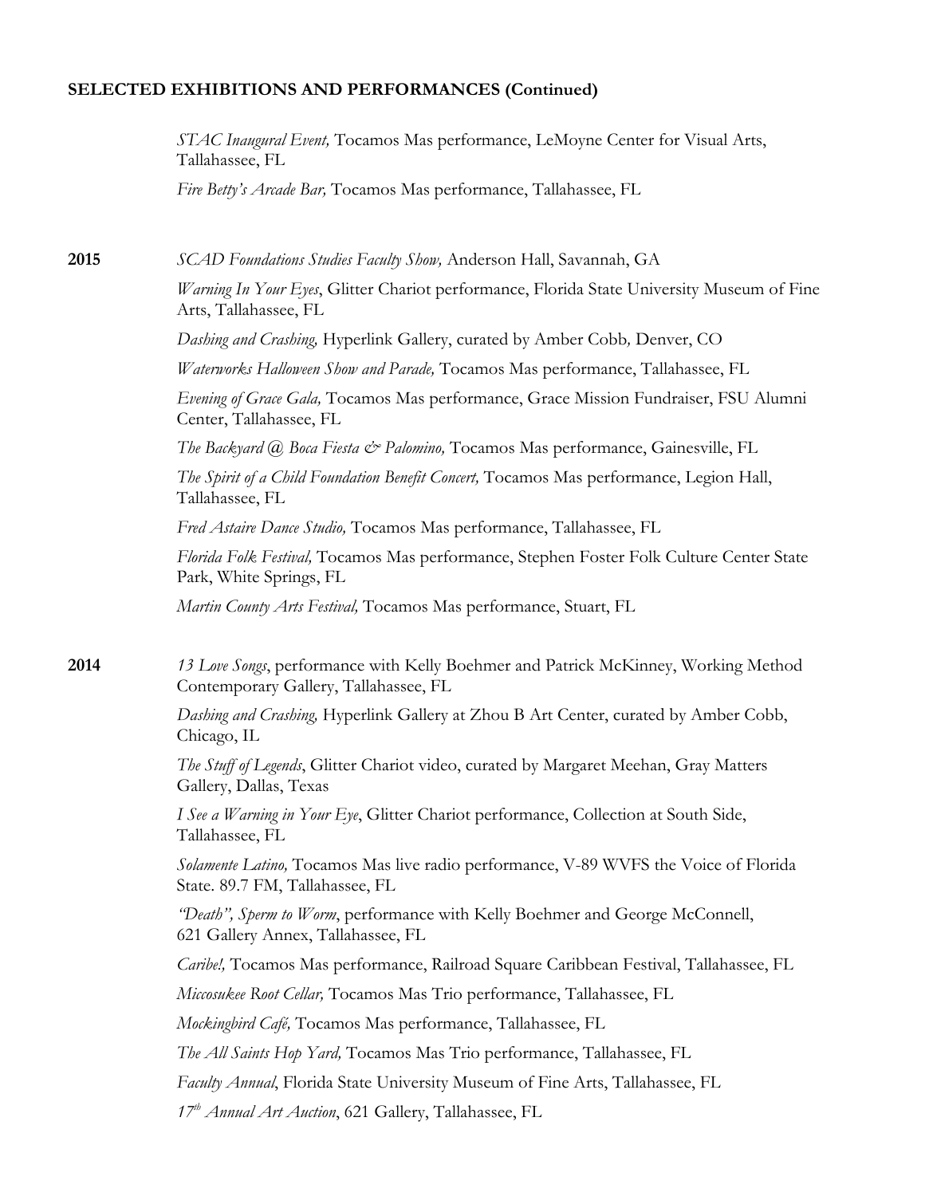**SELECTED EXHIBITIONS AND PERFORMANCES (Continued)**

*STAC Inaugural Event,* Tocamos Mas performance, LeMoyne Center for Visual Arts, Tallahassee, FL

*Fire Betty's Arcade Bar,* Tocamos Mas performance, Tallahassee, FL

**2015**

*SCAD Foundations Studies Faculty Show,* Anderson Hall, Savannah, GA

*Warning In Your Eyes*, Glitter Chariot performance, Florida State University Museum of Fine Arts, Tallahassee, FL

*Dashing and Crashing,* Hyperlink Gallery, curated by Amber Cobb*,* Denver, CO

*Waterworks Halloween Show and Parade,* Tocamos Mas performance, Tallahassee, FL

*Evening of Grace Gala,* Tocamos Mas performance, Grace Mission Fundraiser, FSU Alumni Center, Tallahassee, FL

*The Backyard @ Boca Fiesta & Palomino,* Tocamos Mas performance, Gainesville, FL

*The Spirit of a Child Foundation Benefit Concert,* Tocamos Mas performance, Legion Hall, Tallahassee, FL

*Fred Astaire Dance Studio,* Tocamos Mas performance, Tallahassee, FL

*Florida Folk Festival,* Tocamos Mas performance, Stephen Foster Folk Culture Center State Park, White Springs, FL

*Martin County Arts Festival,* Tocamos Mas performance, Stuart, FL

**2014**

*13 Love Songs*, performance with Kelly Boehmer and Patrick McKinney, Working Method Contemporary Gallery, Tallahassee, FL

*Dashing and Crashing,* Hyperlink Gallery at Zhou B Art Center, curated by Amber Cobb, Chicago, IL

*The Stuff of Legends*, Glitter Chariot video, curated by Margaret Meehan, Gray Matters Gallery, Dallas, Texas

*I See a Warning in Your Eye*, Glitter Chariot performance, Collection at South Side, Tallahassee, FL

*Solamente Latino,* Tocamos Mas live radio performance, V-89 WVFS the Voice of Florida State. 89.7 FM, Tallahassee, FL

*"Death", Sperm to Worm*, performance with Kelly Boehmer and George McConnell, 621 Gallery Annex, Tallahassee, FL

*Caribe!,* Tocamos Mas performance, Railroad Square Caribbean Festival, Tallahassee, FL

*Miccosukee Root Cellar,* Tocamos Mas Trio performance, Tallahassee, FL

*Mockingbird Café,* Tocamos Mas performance, Tallahassee, FL

*The All Saints Hop Yard,* Tocamos Mas Trio performance, Tallahassee, FL

*Faculty Annual*, Florida State University Museum of Fine Arts, Tallahassee, FL

*17th Annual Art Auction*, 621 Gallery, Tallahassee, FL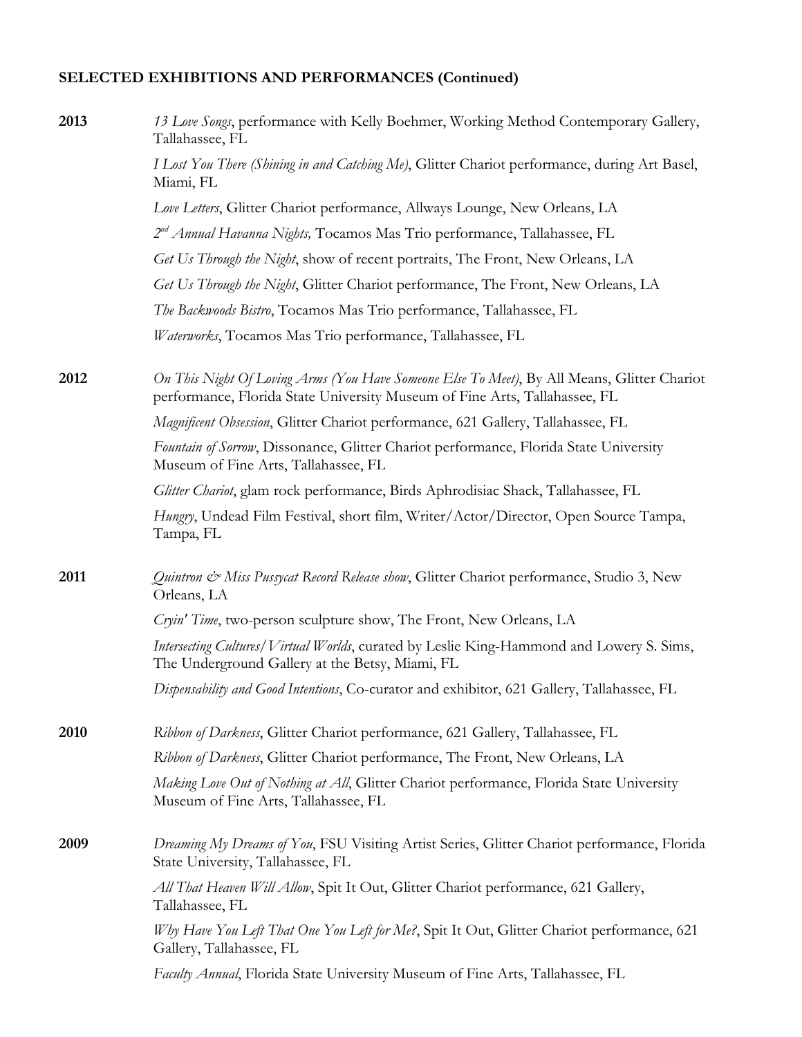**SELECTED EXHIBITIONS AND PERFORMANCES (Continued)**

**2013**

*13 Love Songs*, performance with Kelly Boehmer, Working Method Contemporary Gallery, Tallahassee, FL

*I Lost You There (Shining in and Catching Me)*, Glitter Chariot performance, during Art Basel, Miami, FL

*Love Letters*, Glitter Chariot performance, Allways Lounge, New Orleans, LA

*2nd Annual Havanna Nights,* Tocamos Mas Trio performance, Tallahassee, FL

*Get Us Through the Night*, show of recent portraits, The Front, New Orleans, LA

*Get Us Through the Night*, Glitter Chariot performance, The Front, New Orleans, LA

*The Backwoods Bistro*, Tocamos Mas Trio performance, Tallahassee, FL

*Waterworks*, Tocamos Mas Trio performance, Tallahassee, FL

**2012**

*On This Night Of Loving Arms (You Have Someone Else To Meet)*, By All Means, Glitter Chariot performance, Florida State University Museum of Fine Arts, Tallahassee, FL

*Magnificent Obsession*, Glitter Chariot performance, 621 Gallery, Tallahassee, FL

*Fountain of Sorrow*, Dissonance, Glitter Chariot performance, Florida State University Museum of Fine Arts, Tallahassee, FL

*Glitter Chariot*, glam rock performance, Birds Aphrodisiac Shack, Tallahassee, FL

*Hungry*, Undead Film Festival, short film, Writer/Actor/Director, Open Source Tampa, Tampa, FL

**2011**

*Quintron & Miss Pussycat Record Release show*, Glitter Chariot performance, Studio 3, New Orleans, LA

*Cryin' Time*, two-person sculpture show, The Front, New Orleans, LA

*Intersecting Cultures/Virtual Worlds*, curated by Leslie King-Hammond and Lowery S. Sims, The Underground Gallery at the Betsy, Miami, FL

*Dispensability and Good Intentions*, Co-curator and exhibitor, 621 Gallery, Tallahassee, FL

**2010**

*Ribbon of Darkness*, Glitter Chariot performance, 621 Gallery, Tallahassee, FL

*Ribbon of Darkness*, Glitter Chariot performance, The Front, New Orleans, LA

*Making Love Out of Nothing at All*, Glitter Chariot performance, Florida State University Museum of Fine Arts, Tallahassee, FL

**2009**

*Dreaming My Dreams of You*, FSU Visiting Artist Series, Glitter Chariot performance, Florida State University, Tallahassee, FL

*All That Heaven Will Allow*, Spit It Out, Glitter Chariot performance, 621 Gallery, Tallahassee, FL

*Why Have You Left That One You Left for Me?*, Spit It Out, Glitter Chariot performance, 621 Gallery, Tallahassee, FL

*Faculty Annual*, Florida State University Museum of Fine Arts, Tallahassee, FL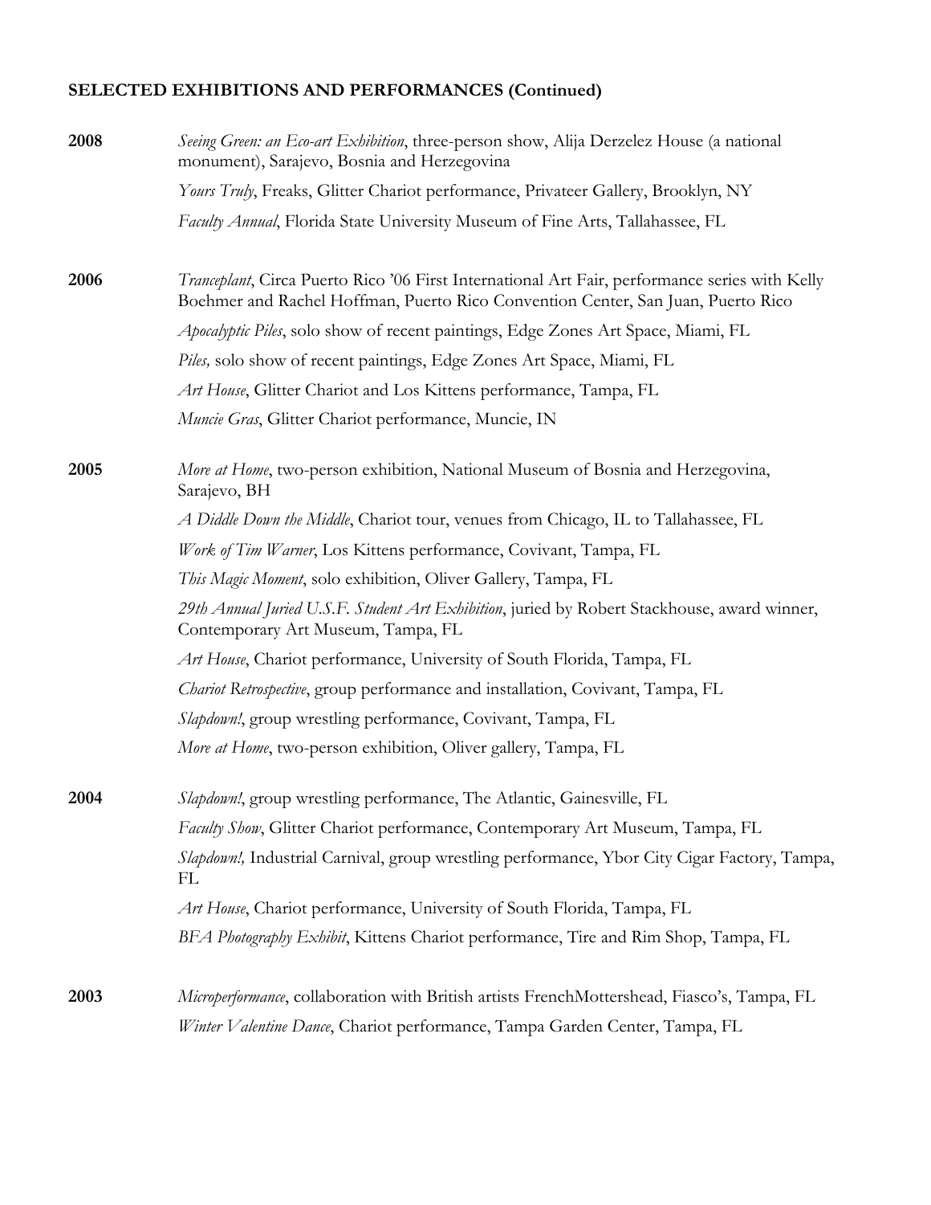## SELECTED EXHIBITIONS AND PERFORMANCES (Continued)

**2008**

*Seeing Green: an Eco-art Exhibition*, three-person show, Alija Derzelez House (a national monument), Sarajevo, Bosnia and Herzegovina

*Yours Truly*, Freaks, Glitter Chariot performance, Privateer Gallery, Brooklyn, NY

*Faculty Annual*, Florida State University Museum of Fine Arts, Tallahassee, FL

**2006**

*Tranceplant*, Circa Puerto Rico '06 First International Art Fair, performance series with Kelly Boehmer and Rachel Hoffman, Puerto Rico Convention Center, San Juan, Puerto Rico

*Apocalyptic Piles*, solo show of recent paintings, Edge Zones Art Space, Miami, FL

*Piles,* solo show of recent paintings, Edge Zones Art Space, Miami, FL

*Art House*, Glitter Chariot and Los Kittens performance, Tampa, FL

*Muncie Gras*, Glitter Chariot performance, Muncie, IN

**2005**

*More at Home*, two-person exhibition, National Museum of Bosnia and Herzegovina, Sarajevo, BH

*A Diddle Down the Middle*, Chariot tour, venues from Chicago, IL to Tallahassee, FL

*Work of Tim Warner*, Los Kittens performance, Covivant, Tampa, FL

*This Magic Moment*, solo exhibition, Oliver Gallery, Tampa, FL

*29th Annual Juried U.S.F. Student Art Exhibition*, juried by Robert Stackhouse, award winner, Contemporary Art Museum, Tampa, FL

*Art House*, Chariot performance, University of South Florida, Tampa, FL

*Chariot Retrospective*, group performance and installation, Covivant, Tampa, FL

*Slapdown!*, group wrestling performance, Covivant, Tampa, FL

*More at Home*, two-person exhibition, Oliver gallery, Tampa, FL

**2004**

*Slapdown!*, group wrestling performance, The Atlantic, Gainesville, FL

*Faculty Show*, Glitter Chariot performance, Contemporary Art Museum, Tampa, FL

*Slapdown!,* Industrial Carnival, group wrestling performance, Ybor City Cigar Factory, Tampa, FL

*Art House*, Chariot performance, University of South Florida, Tampa, FL

*BFA Photography Exhibit*, Kittens Chariot performance, Tire and Rim Shop, Tampa, FL

**2003**

*Microperformance*, collaboration with British artists FrenchMottershead, Fiasco's, Tampa, FL

*Winter Valentine Dance*, Chariot performance, Tampa Garden Center, Tampa, FL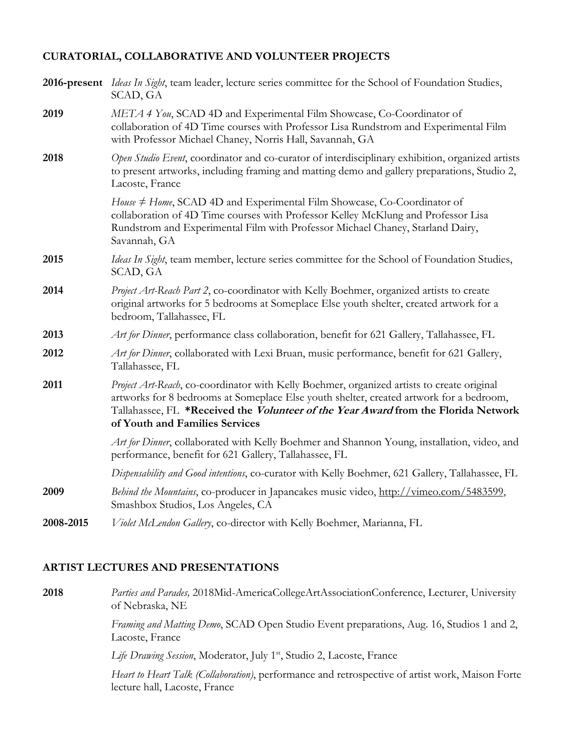## CURATORIAL, COLLABORATIVE AND VOLUNTEER PROJECTS

**2016-present** *Ideas In Sight*, team leader, lecture series committee for the School of Foundation Studies, SCAD, GA

**2019** *META 4 You*, SCAD 4D and Experimental Film Showcase, Co-Coordinator of collaboration of 4D Time courses with Professor Lisa Rundstrom and Experimental Film with Professor Michael Chaney, Norris Hall, Savannah, GA

**2018** *Open Studio Event*, coordinator and co-curator of interdisciplinary exhibition, organized artists to present artworks, including framing and matting demo and gallery preparations, Studio 2, Lacoste, France

*House ≠ Home*, SCAD 4D and Experimental Film Showcase, Co-Coordinator of collaboration of 4D Time courses with Professor Kelley McKlung and Professor Lisa Rundstrom and Experimental Film with Professor Michael Chaney, Starland Dairy, Savannah, GA

**2015** *Ideas In Sight*, team member, lecture series committee for the School of Foundation Studies, SCAD, GA

**2014** *Project Art-Reach Part 2*, co-coordinator with Kelly Boehmer, organized artists to create original artworks for 5 bedrooms at Someplace Else youth shelter, created artwork for a bedroom, Tallahassee, FL

**2013** *Art for Dinner*, performance class collaboration, benefit for 621 Gallery, Tallahassee, FL

**2012** *Art for Dinner*, collaborated with Lexi Bruan, music performance, benefit for 621 Gallery, Tallahassee, FL

**2011** *Project Art-Reach*, co-coordinator with Kelly Boehmer, organized artists to create original artworks for 8 bedrooms at Someplace Else youth shelter, created artwork for a bedroom, Tallahassee, FL **\*Received the *Volunteer of the Year Award* from the Florida Network of Youth and Families Services**

*Art for Dinner*, collaborated with Kelly Boehmer and Shannon Young, installation, video, and performance, benefit for 621 Gallery, Tallahassee, FL

*Dispensability and Good intentions*, co-curator with Kelly Boehmer, 621 Gallery, Tallahassee, FL

**2009** *Behind the Mountains*, co-producer in Japancakes music video, http://vimeo.com/5483599, Smashbox Studios, Los Angeles, CA

**2008-2015** *Violet McLendon Gallery*, co-director with Kelly Boehmer, Marianna, FL

## ARTIST LECTURES AND PRESENTATIONS

**2018** *Parties and Parades,* 2018Mid-AmericaCollegeArtAssociationConference, Lecturer, University of Nebraska, NE

*Framing and Matting Demo*, SCAD Open Studio Event preparations, Aug. 16, Studios 1 and 2, Lacoste, France

*Life Drawing Session*, Moderator, July 1st, Studio 2, Lacoste, France

*Heart to Heart Talk (Collaboration)*, performance and retrospective of artist work, Maison Forte lecture hall, Lacoste, France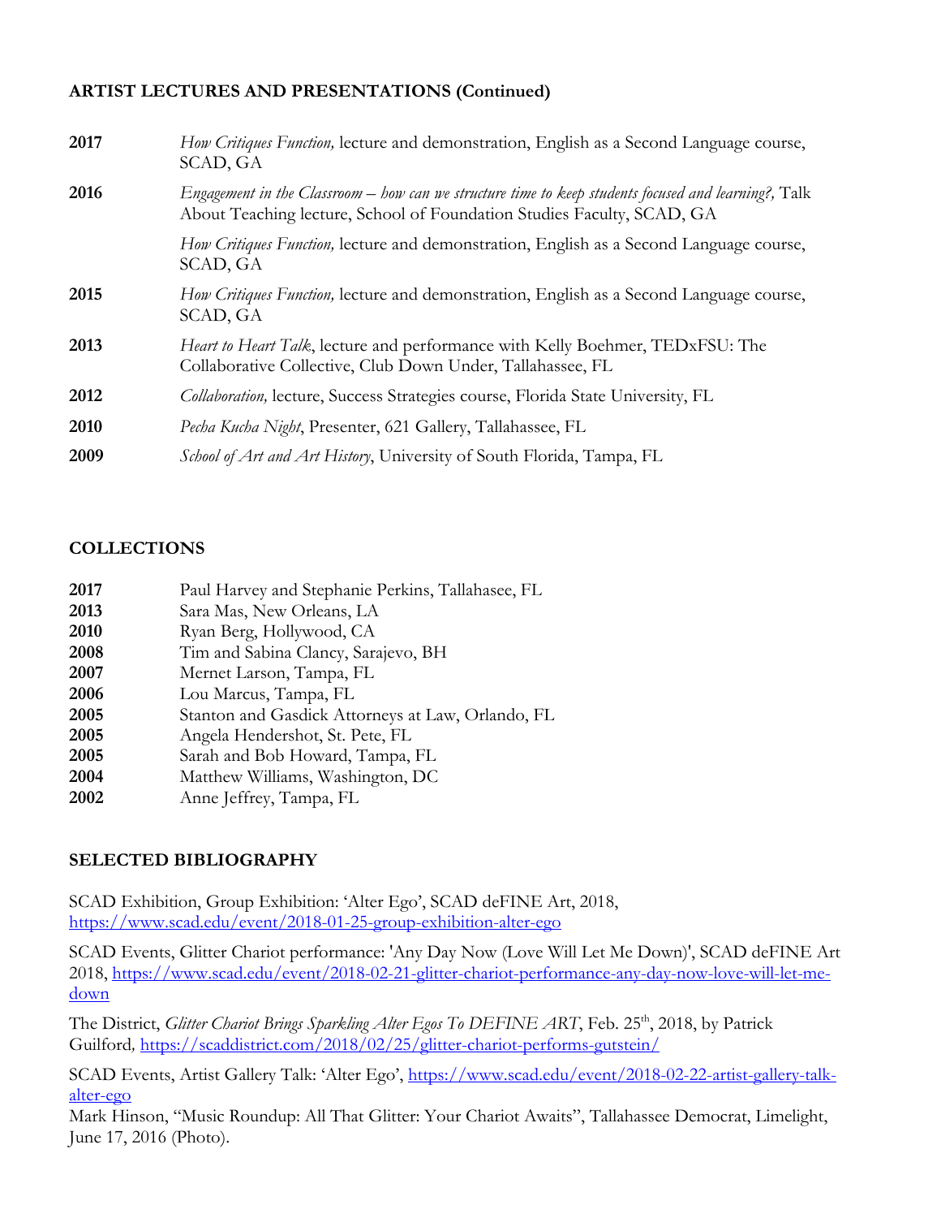**ARTIST LECTURES AND PRESENTATIONS (Continued)**

**2017** *How Critiques Function,* lecture and demonstration, English as a Second Language course, SCAD, GA

**2016** *Engagement in the Classroom – how can we structure time to keep students focused and learning?,* Talk About Teaching lecture, School of Foundation Studies Faculty, SCAD, GA

*How Critiques Function,* lecture and demonstration, English as a Second Language course, SCAD, GA

**2015** *How Critiques Function,* lecture and demonstration, English as a Second Language course, SCAD, GA

**2013** *Heart to Heart Talk*, lecture and performance with Kelly Boehmer, TEDxFSU: The Collaborative Collective, Club Down Under, Tallahassee, FL

**2012** *Collaboration,* lecture, Success Strategies course, Florida State University, FL

**2010** *Pecha Kucha Night*, Presenter, 621 Gallery, Tallahassee, FL

**2009** *School of Art and Art History*, University of South Florida, Tampa, FL

**COLLECTIONS**

**2017** Paul Harvey and Stephanie Perkins, Tallahasee, FL
**2013** Sara Mas, New Orleans, LA
**2010** Ryan Berg, Hollywood, CA
**2008** Tim and Sabina Clancy, Sarajevo, BH
**2007** Mernet Larson, Tampa, FL
**2006** Lou Marcus, Tampa, FL
**2005** Stanton and Gasdick Attorneys at Law, Orlando, FL
**2005** Angela Hendershot, St. Pete, FL
**2005** Sarah and Bob Howard, Tampa, FL
**2004** Matthew Williams, Washington, DC
**2002** Anne Jeffrey, Tampa, FL

**SELECTED BIBLIOGRAPHY**

SCAD Exhibition, Group Exhibition: 'Alter Ego', SCAD deFINE Art, 2018, https://www.scad.edu/event/2018-01-25-group-exhibition-alter-ego

SCAD Events, Glitter Chariot performance: 'Any Day Now (Love Will Let Me Down)', SCAD deFINE Art 2018, https://www.scad.edu/event/2018-02-21-glitter-chariot-performance-any-day-now-love-will-let-me-down

The District, *Glitter Chariot Brings Sparkling Alter Egos To DEFINE ART*, Feb. 25th, 2018, by Patrick Guilford, https://scaddistrict.com/2018/02/25/glitter-chariot-performs-gutstein/

SCAD Events, Artist Gallery Talk: 'Alter Ego', https://www.scad.edu/event/2018-02-22-artist-gallery-talk-alter-ego
Mark Hinson, "Music Roundup: All That Glitter: Your Chariot Awaits", Tallahassee Democrat, Limelight, June 17, 2016 (Photo).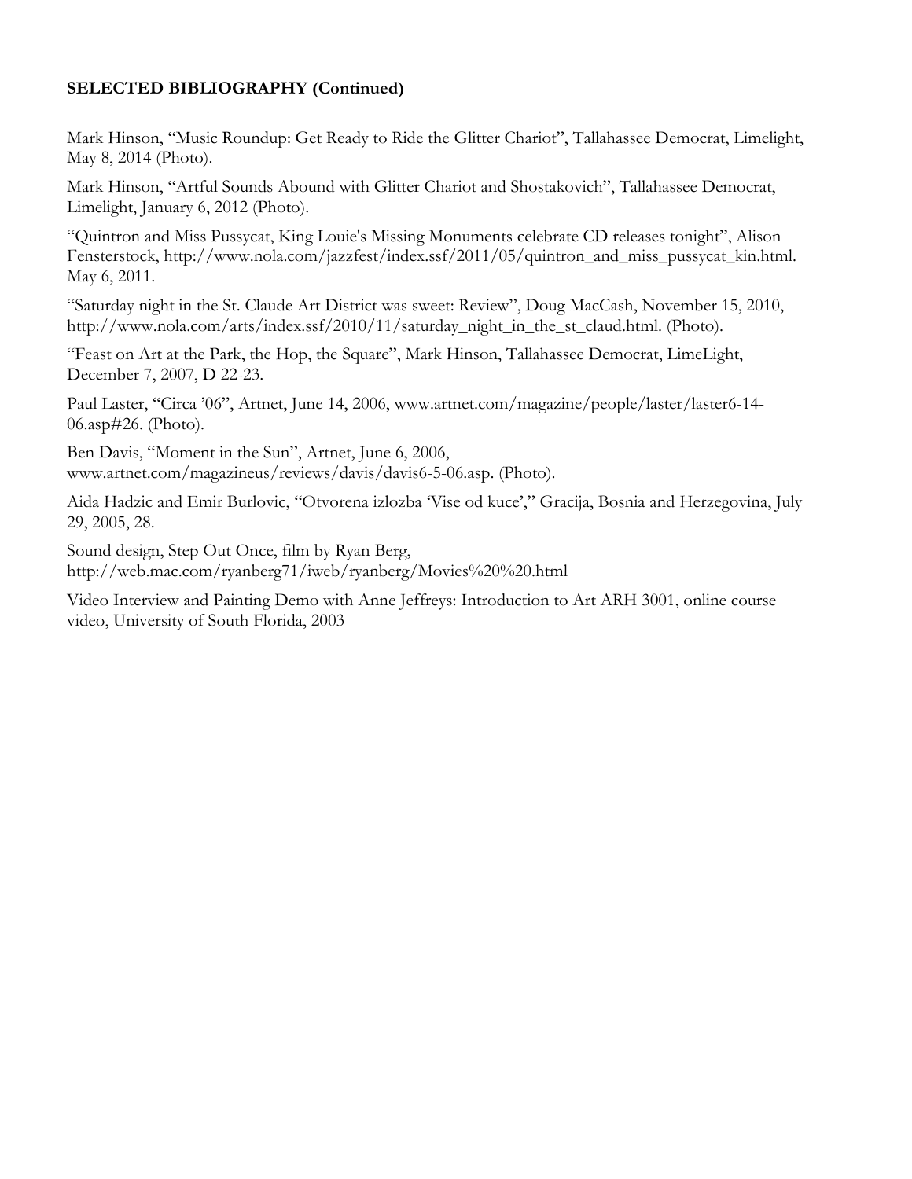**SELECTED BIBLIOGRAPHY (Continued)**

Mark Hinson, "Music Roundup: Get Ready to Ride the Glitter Chariot", Tallahassee Democrat, Limelight, May 8, 2014 (Photo).

Mark Hinson, "Artful Sounds Abound with Glitter Chariot and Shostakovich", Tallahassee Democrat, Limelight, January 6, 2012 (Photo).

"Quintron and Miss Pussycat, King Louie's Missing Monuments celebrate CD releases tonight", Alison Fensterstock, http://www.nola.com/jazzfest/index.ssf/2011/05/quintron_and_miss_pussycat_kin.html. May 6, 2011.

"Saturday night in the St. Claude Art District was sweet: Review", Doug MacCash, November 15, 2010, http://www.nola.com/arts/index.ssf/2010/11/saturday_night_in_the_st_claud.html. (Photo).

"Feast on Art at the Park, the Hop, the Square", Mark Hinson, Tallahassee Democrat, LimeLight, December 7, 2007, D 22-23.

Paul Laster, "Circa '06", Artnet, June 14, 2006, www.artnet.com/magazine/people/laster/laster6-14-06.asp#26. (Photo).

Ben Davis, "Moment in the Sun", Artnet, June 6, 2006, www.artnet.com/magazineus/reviews/davis/davis6-5-06.asp. (Photo).

Aida Hadzic and Emir Burlovic, "Otvorena izlozba 'Vise od kuce'," Gracija, Bosnia and Herzegovina, July 29, 2005, 28.

Sound design, Step Out Once, film by Ryan Berg, http://web.mac.com/ryanberg71/iweb/ryanberg/Movies%20%20.html

Video Interview and Painting Demo with Anne Jeffreys: Introduction to Art ARH 3001, online course video, University of South Florida, 2003